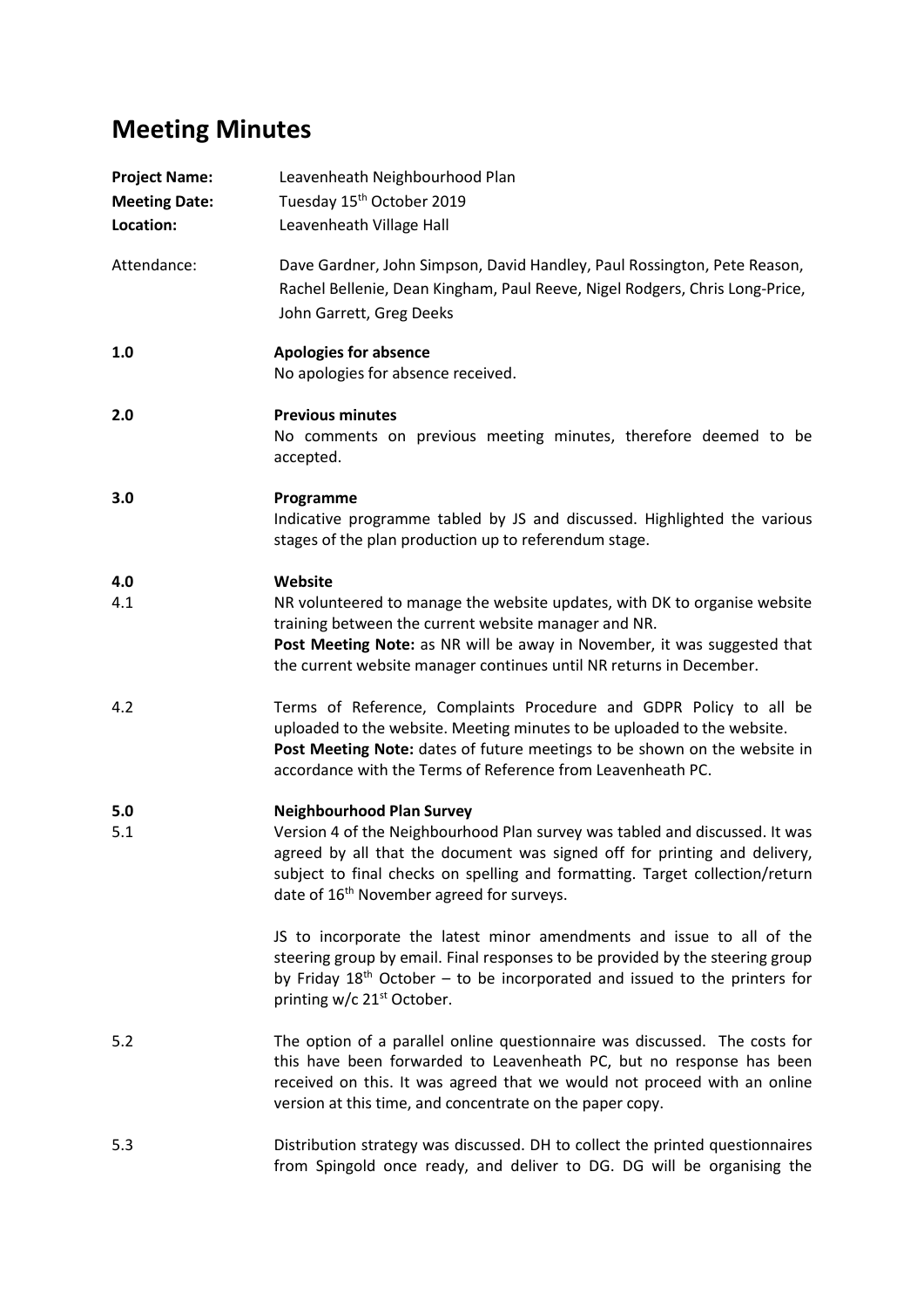# Meeting Minutes

**Project Name:** Leavenheath Neighbourhood Plan
**Meeting Date:** Tuesday 15th October 2019
**Location:** Leavenheath Village Hall

Attendance: Dave Gardner, John Simpson, David Handley, Paul Rossington, Pete Reason, Rachel Bellenie, Dean Kingham, Paul Reeve, Nigel Rodgers, Chris Long-Price, John Garrett, Greg Deeks

**1.0 Apologies for absence**

No apologies for absence received.

**2.0 Previous minutes**

No comments on previous meeting minutes, therefore deemed to be accepted.

**3.0 Programme**

Indicative programme tabled by JS and discussed. Highlighted the various stages of the plan production up to referendum stage.

**4.0 Website**

4.1 NR volunteered to manage the website updates, with DK to organise website training between the current website manager and NR.
**Post Meeting Note:** as NR will be away in November, it was suggested that the current website manager continues until NR returns in December.

4.2 Terms of Reference, Complaints Procedure and GDPR Policy to all be uploaded to the website. Meeting minutes to be uploaded to the website.
**Post Meeting Note:** dates of future meetings to be shown on the website in accordance with the Terms of Reference from Leavenheath PC.

**5.0 Neighbourhood Plan Survey**

5.1 Version 4 of the Neighbourhood Plan survey was tabled and discussed. It was agreed by all that the document was signed off for printing and delivery, subject to final checks on spelling and formatting. Target collection/return date of 16th November agreed for surveys.

JS to incorporate the latest minor amendments and issue to all of the steering group by email. Final responses to be provided by the steering group by Friday 18th October – to be incorporated and issued to the printers for printing w/c 21st October.

5.2 The option of a parallel online questionnaire was discussed. The costs for this have been forwarded to Leavenheath PC, but no response has been received on this. It was agreed that we would not proceed with an online version at this time, and concentrate on the paper copy.

5.3 Distribution strategy was discussed. DH to collect the printed questionnaires from Spingold once ready, and deliver to DG. DG will be organising the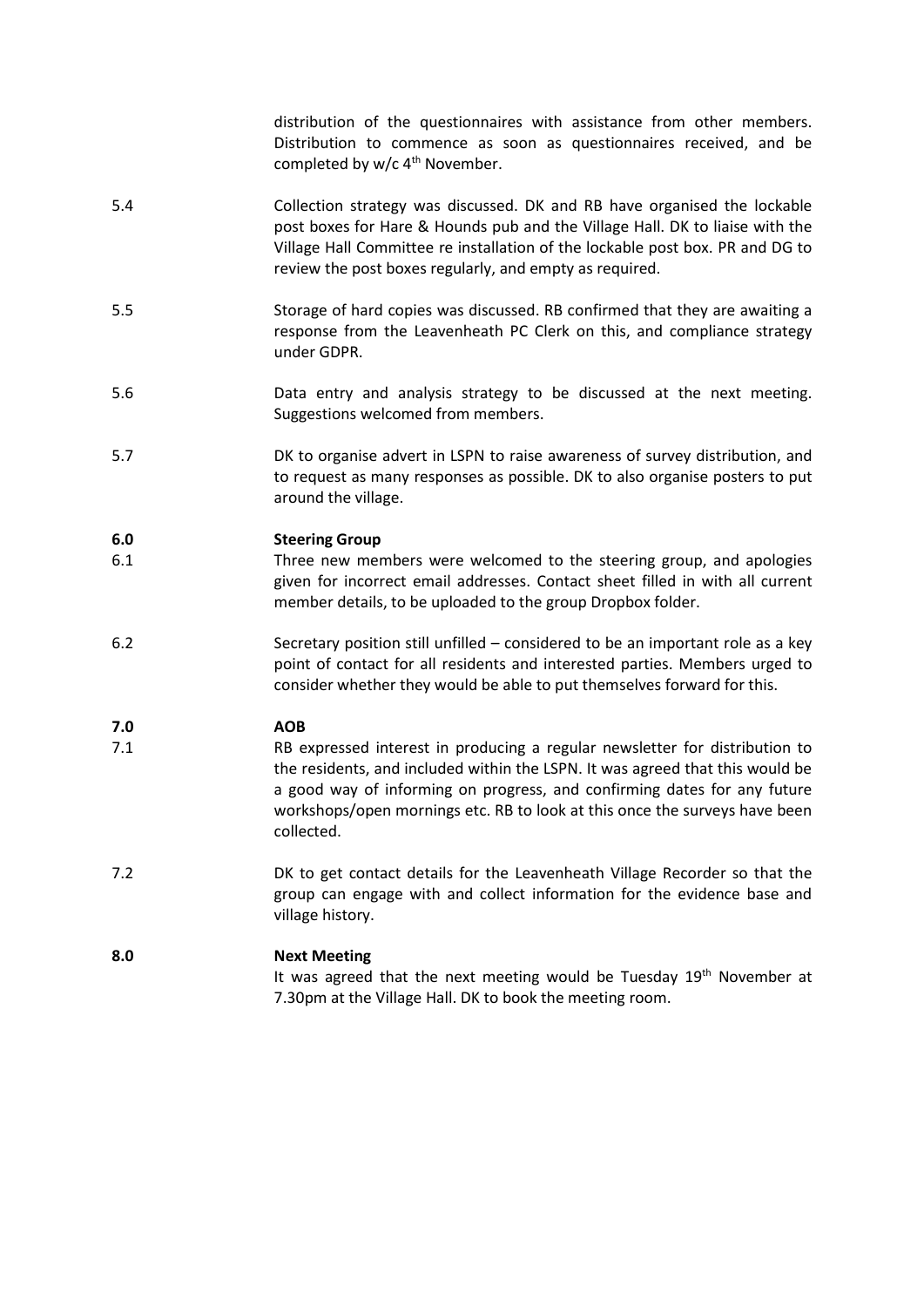distribution of the questionnaires with assistance from other members. Distribution to commence as soon as questionnaires received, and be completed by w/c 4th November.

5.4 Collection strategy was discussed. DK and RB have organised the lockable post boxes for Hare & Hounds pub and the Village Hall. DK to liaise with the Village Hall Committee re installation of the lockable post box. PR and DG to review the post boxes regularly, and empty as required.

5.5 Storage of hard copies was discussed. RB confirmed that they are awaiting a response from the Leavenheath PC Clerk on this, and compliance strategy under GDPR.

5.6 Data entry and analysis strategy to be discussed at the next meeting. Suggestions welcomed from members.

5.7 DK to organise advert in LSPN to raise awareness of survey distribution, and to request as many responses as possible. DK to also organise posters to put around the village.

**6.0 Steering Group**

6.1 Three new members were welcomed to the steering group, and apologies given for incorrect email addresses. Contact sheet filled in with all current member details, to be uploaded to the group Dropbox folder.

6.2 Secretary position still unfilled – considered to be an important role as a key point of contact for all residents and interested parties. Members urged to consider whether they would be able to put themselves forward for this.

**7.0 AOB**

7.1 RB expressed interest in producing a regular newsletter for distribution to the residents, and included within the LSPN. It was agreed that this would be a good way of informing on progress, and confirming dates for any future workshops/open mornings etc. RB to look at this once the surveys have been collected.

7.2 DK to get contact details for the Leavenheath Village Recorder so that the group can engage with and collect information for the evidence base and village history.

**8.0 Next Meeting**

It was agreed that the next meeting would be Tuesday 19th November at 7.30pm at the Village Hall. DK to book the meeting room.